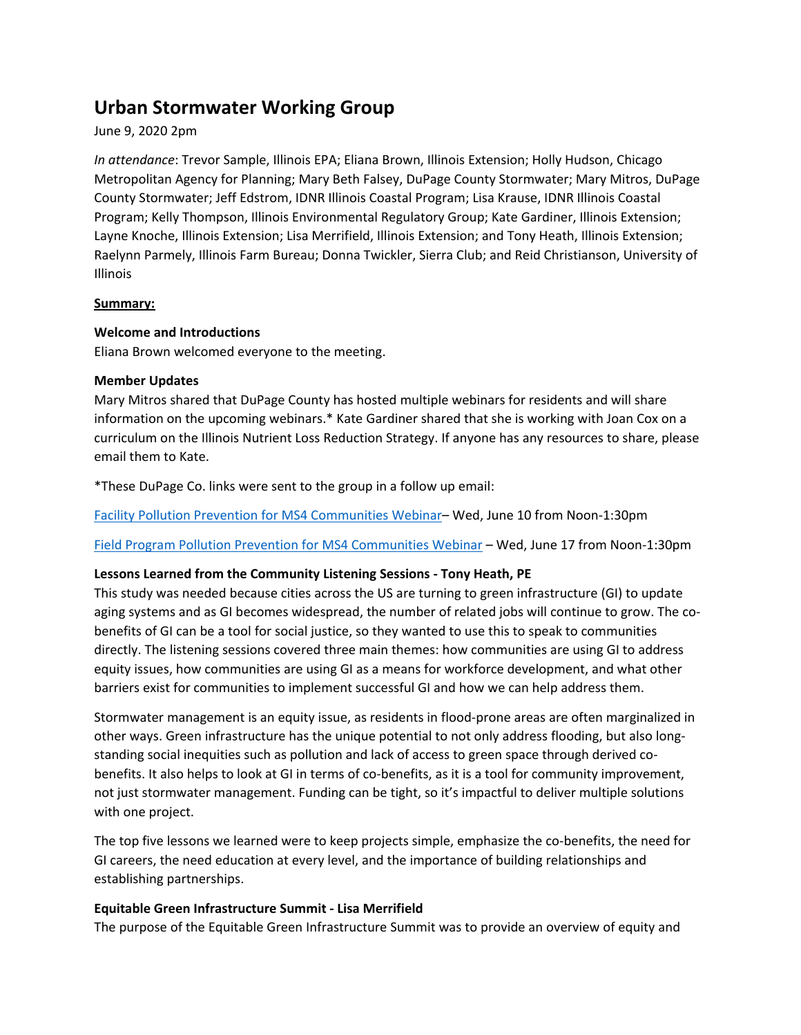# Urban Stormwater Working Group

June 9, 2020 2pm

*In attendance*: Trevor Sample, Illinois EPA; Eliana Brown, Illinois Extension; Holly Hudson, Chicago Metropolitan Agency for Planning; Mary Beth Falsey, DuPage County Stormwater; Mary Mitros, DuPage County Stormwater; Jeff Edstrom, IDNR Illinois Coastal Program; Lisa Krause, IDNR Illinois Coastal Program; Kelly Thompson, Illinois Environmental Regulatory Group; Kate Gardiner, Illinois Extension; Layne Knoche, Illinois Extension; Lisa Merrifield, Illinois Extension; and Tony Heath, Illinois Extension; Raelynn Parmely, Illinois Farm Bureau; Donna Twickler, Sierra Club; and Reid Christianson, University of Illinois

**<u>Summary:</u>**

**Welcome and Introductions**

Eliana Brown welcomed everyone to the meeting.

**Member Updates**

Mary Mitros shared that DuPage County has hosted multiple webinars for residents and will share information on the upcoming webinars.* Kate Gardiner shared that she is working with Joan Cox on a curriculum on the Illinois Nutrient Loss Reduction Strategy. If anyone has any resources to share, please email them to Kate.

*These DuPage Co. links were sent to the group in a follow up email:

Facility Pollution Prevention for MS4 Communities Webinar– Wed, June 10 from Noon-1:30pm

Field Program Pollution Prevention for MS4 Communities Webinar – Wed, June 17 from Noon-1:30pm

**Lessons Learned from the Community Listening Sessions - Tony Heath, PE**

This study was needed because cities across the US are turning to green infrastructure (GI) to update aging systems and as GI becomes widespread, the number of related jobs will continue to grow. The co-benefits of GI can be a tool for social justice, so they wanted to use this to speak to communities directly. The listening sessions covered three main themes: how communities are using GI to address equity issues, how communities are using GI as a means for workforce development, and what other barriers exist for communities to implement successful GI and how we can help address them.

Stormwater management is an equity issue, as residents in flood-prone areas are often marginalized in other ways. Green infrastructure has the unique potential to not only address flooding, but also long-standing social inequities such as pollution and lack of access to green space through derived co-benefits. It also helps to look at GI in terms of co-benefits, as it is a tool for community improvement, not just stormwater management. Funding can be tight, so it's impactful to deliver multiple solutions with one project.

The top five lessons we learned were to keep projects simple, emphasize the co-benefits, the need for GI careers, the need education at every level, and the importance of building relationships and establishing partnerships.

**Equitable Green Infrastructure Summit - Lisa Merrifield**

The purpose of the Equitable Green Infrastructure Summit was to provide an overview of equity and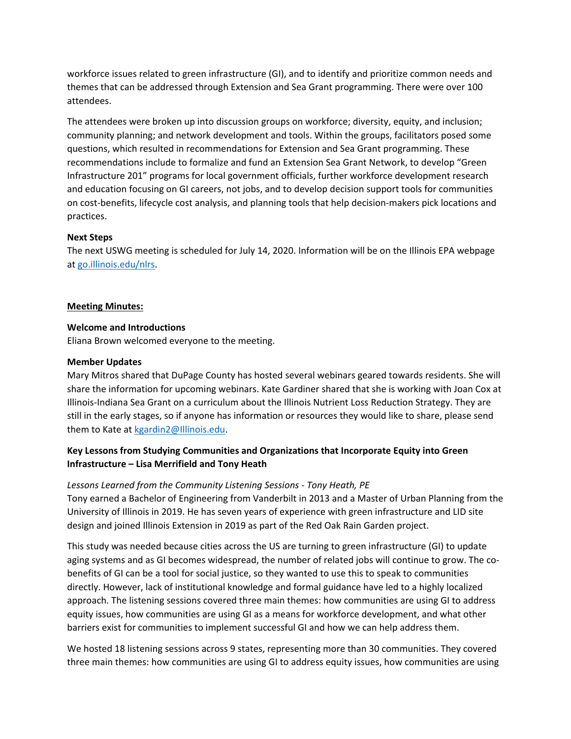workforce issues related to green infrastructure (GI), and to identify and prioritize common needs and themes that can be addressed through Extension and Sea Grant programming. There were over 100 attendees.

The attendees were broken up into discussion groups on workforce; diversity, equity, and inclusion; community planning; and network development and tools. Within the groups, facilitators posed some questions, which resulted in recommendations for Extension and Sea Grant programming. These recommendations include to formalize and fund an Extension Sea Grant Network, to develop "Green Infrastructure 201" programs for local government officials, further workforce development research and education focusing on GI careers, not jobs, and to develop decision support tools for communities on cost-benefits, lifecycle cost analysis, and planning tools that help decision-makers pick locations and practices.

**Next Steps**
The next USWG meeting is scheduled for July 14, 2020. Information will be on the Illinois EPA webpage at go.illinois.edu/nlrs.

**Meeting Minutes:**

**Welcome and Introductions**
Eliana Brown welcomed everyone to the meeting.

**Member Updates**
Mary Mitros shared that DuPage County has hosted several webinars geared towards residents. She will share the information for upcoming webinars. Kate Gardiner shared that she is working with Joan Cox at Illinois-Indiana Sea Grant on a curriculum about the Illinois Nutrient Loss Reduction Strategy. They are still in the early stages, so if anyone has information or resources they would like to share, please send them to Kate at kgardin2@Illinois.edu.

**Key Lessons from Studying Communities and Organizations that Incorporate Equity into Green Infrastructure – Lisa Merrifield and Tony Heath**

*Lessons Learned from the Community Listening Sessions - Tony Heath, PE*
Tony earned a Bachelor of Engineering from Vanderbilt in 2013 and a Master of Urban Planning from the University of Illinois in 2019. He has seven years of experience with green infrastructure and LID site design and joined Illinois Extension in 2019 as part of the Red Oak Rain Garden project.

This study was needed because cities across the US are turning to green infrastructure (GI) to update aging systems and as GI becomes widespread, the number of related jobs will continue to grow. The co-benefits of GI can be a tool for social justice, so they wanted to use this to speak to communities directly. However, lack of institutional knowledge and formal guidance have led to a highly localized approach. The listening sessions covered three main themes: how communities are using GI to address equity issues, how communities are using GI as a means for workforce development, and what other barriers exist for communities to implement successful GI and how we can help address them.

We hosted 18 listening sessions across 9 states, representing more than 30 communities. They covered three main themes: how communities are using GI to address equity issues, how communities are using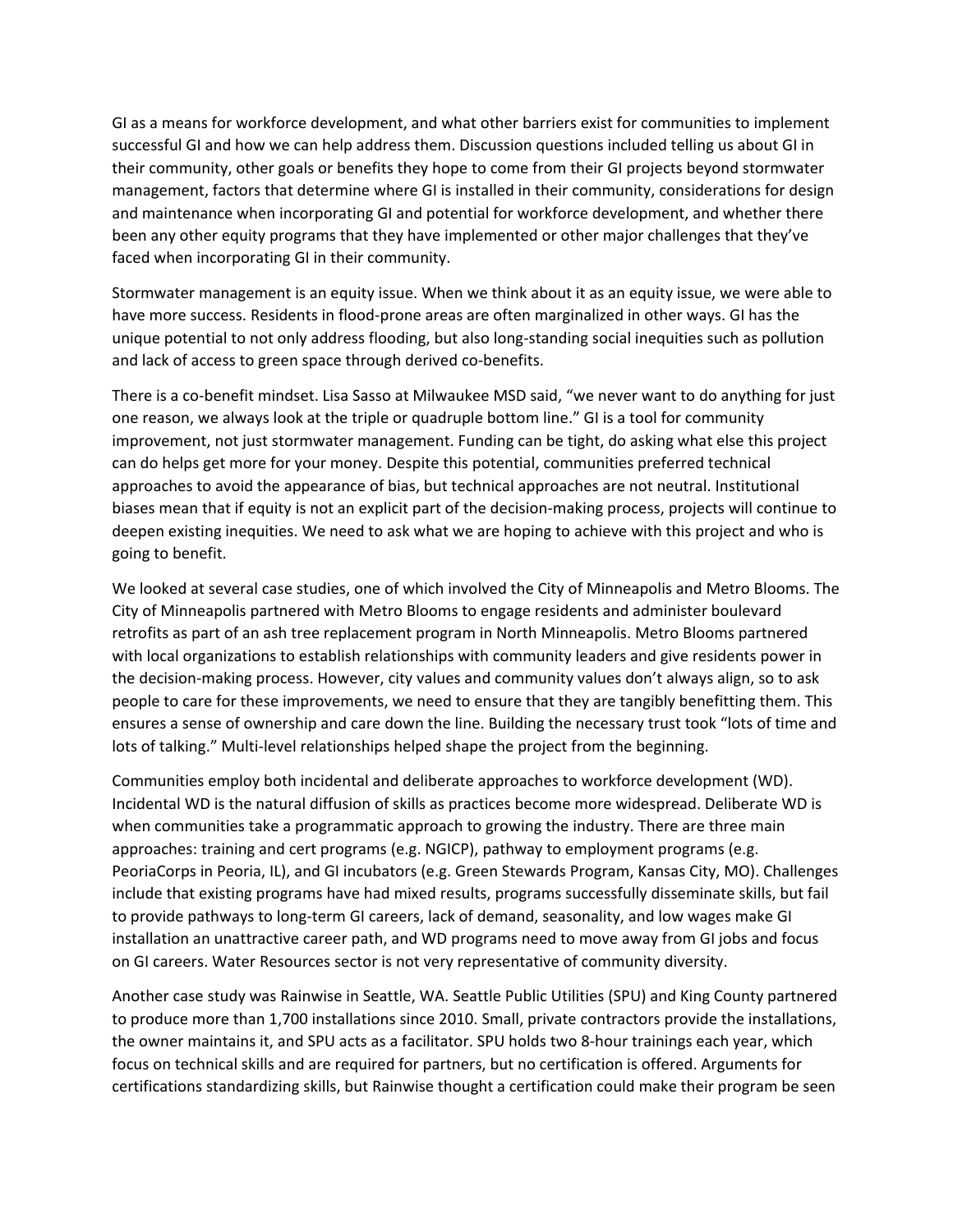GI as a means for workforce development, and what other barriers exist for communities to implement successful GI and how we can help address them. Discussion questions included telling us about GI in their community, other goals or benefits they hope to come from their GI projects beyond stormwater management, factors that determine where GI is installed in their community, considerations for design and maintenance when incorporating GI and potential for workforce development, and whether there been any other equity programs that they have implemented or other major challenges that they've faced when incorporating GI in their community.

Stormwater management is an equity issue. When we think about it as an equity issue, we were able to have more success. Residents in flood-prone areas are often marginalized in other ways. GI has the unique potential to not only address flooding, but also long-standing social inequities such as pollution and lack of access to green space through derived co-benefits.

There is a co-benefit mindset. Lisa Sasso at Milwaukee MSD said, "we never want to do anything for just one reason, we always look at the triple or quadruple bottom line." GI is a tool for community improvement, not just stormwater management. Funding can be tight, do asking what else this project can do helps get more for your money. Despite this potential, communities preferred technical approaches to avoid the appearance of bias, but technical approaches are not neutral. Institutional biases mean that if equity is not an explicit part of the decision-making process, projects will continue to deepen existing inequities. We need to ask what we are hoping to achieve with this project and who is going to benefit.

We looked at several case studies, one of which involved the City of Minneapolis and Metro Blooms. The City of Minneapolis partnered with Metro Blooms to engage residents and administer boulevard retrofits as part of an ash tree replacement program in North Minneapolis. Metro Blooms partnered with local organizations to establish relationships with community leaders and give residents power in the decision-making process. However, city values and community values don't always align, so to ask people to care for these improvements, we need to ensure that they are tangibly benefitting them. This ensures a sense of ownership and care down the line. Building the necessary trust took "lots of time and lots of talking." Multi-level relationships helped shape the project from the beginning.

Communities employ both incidental and deliberate approaches to workforce development (WD). Incidental WD is the natural diffusion of skills as practices become more widespread. Deliberate WD is when communities take a programmatic approach to growing the industry. There are three main approaches: training and cert programs (e.g. NGICP), pathway to employment programs (e.g. PeoriaCorps in Peoria, IL), and GI incubators (e.g. Green Stewards Program, Kansas City, MO). Challenges include that existing programs have had mixed results, programs successfully disseminate skills, but fail to provide pathways to long-term GI careers, lack of demand, seasonality, and low wages make GI installation an unattractive career path, and WD programs need to move away from GI jobs and focus on GI careers. Water Resources sector is not very representative of community diversity.

Another case study was Rainwise in Seattle, WA. Seattle Public Utilities (SPU) and King County partnered to produce more than 1,700 installations since 2010. Small, private contractors provide the installations, the owner maintains it, and SPU acts as a facilitator. SPU holds two 8-hour trainings each year, which focus on technical skills and are required for partners, but no certification is offered. Arguments for certifications standardizing skills, but Rainwise thought a certification could make their program be seen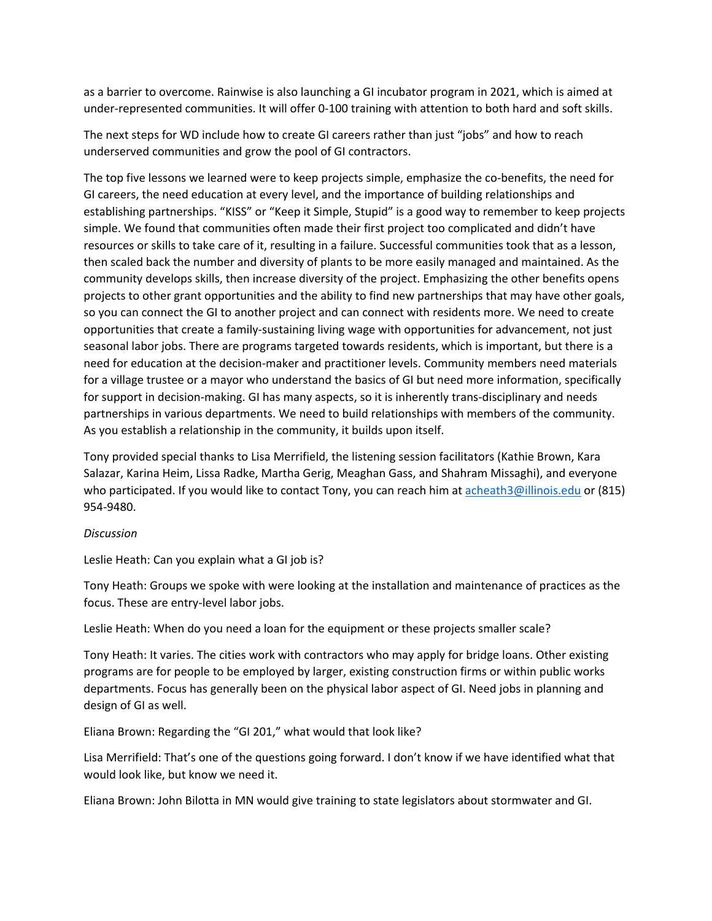as a barrier to overcome. Rainwise is also launching a GI incubator program in 2021, which is aimed at under-represented communities. It will offer 0-100 training with attention to both hard and soft skills.

The next steps for WD include how to create GI careers rather than just "jobs" and how to reach underserved communities and grow the pool of GI contractors.

The top five lessons we learned were to keep projects simple, emphasize the co-benefits, the need for GI careers, the need education at every level, and the importance of building relationships and establishing partnerships. "KISS" or "Keep it Simple, Stupid" is a good way to remember to keep projects simple. We found that communities often made their first project too complicated and didn't have resources or skills to take care of it, resulting in a failure. Successful communities took that as a lesson, then scaled back the number and diversity of plants to be more easily managed and maintained. As the community develops skills, then increase diversity of the project. Emphasizing the other benefits opens projects to other grant opportunities and the ability to find new partnerships that may have other goals, so you can connect the GI to another project and can connect with residents more. We need to create opportunities that create a family-sustaining living wage with opportunities for advancement, not just seasonal labor jobs. There are programs targeted towards residents, which is important, but there is a need for education at the decision-maker and practitioner levels. Community members need materials for a village trustee or a mayor who understand the basics of GI but need more information, specifically for support in decision-making. GI has many aspects, so it is inherently trans-disciplinary and needs partnerships in various departments. We need to build relationships with members of the community. As you establish a relationship in the community, it builds upon itself.

Tony provided special thanks to Lisa Merrifield, the listening session facilitators (Kathie Brown, Kara Salazar, Karina Heim, Lissa Radke, Martha Gerig, Meaghan Gass, and Shahram Missaghi), and everyone who participated. If you would like to contact Tony, you can reach him at acheath3@illinois.edu or (815) 954-9480.

*Discussion*

Leslie Heath: Can you explain what a GI job is?

Tony Heath: Groups we spoke with were looking at the installation and maintenance of practices as the focus. These are entry-level labor jobs.

Leslie Heath: When do you need a loan for the equipment or these projects smaller scale?

Tony Heath: It varies. The cities work with contractors who may apply for bridge loans. Other existing programs are for people to be employed by larger, existing construction firms or within public works departments. Focus has generally been on the physical labor aspect of GI. Need jobs in planning and design of GI as well.

Eliana Brown: Regarding the "GI 201," what would that look like?

Lisa Merrifield: That's one of the questions going forward. I don't know if we have identified what that would look like, but know we need it.

Eliana Brown: John Bilotta in MN would give training to state legislators about stormwater and GI.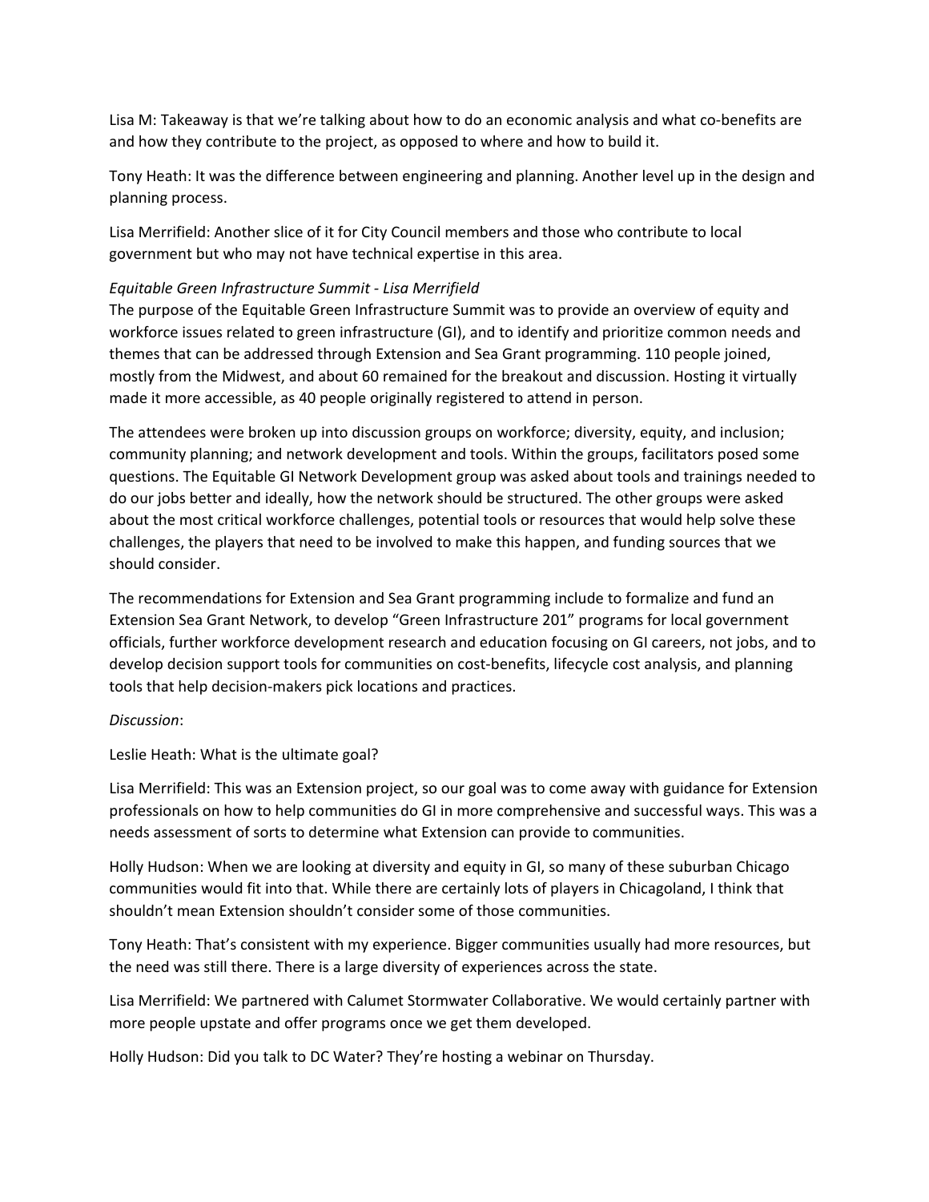Lisa M: Takeaway is that we're talking about how to do an economic analysis and what co-benefits are and how they contribute to the project, as opposed to where and how to build it.

Tony Heath: It was the difference between engineering and planning. Another level up in the design and planning process.

Lisa Merrifield: Another slice of it for City Council members and those who contribute to local government but who may not have technical expertise in this area.

*Equitable Green Infrastructure Summit - Lisa Merrifield*

The purpose of the Equitable Green Infrastructure Summit was to provide an overview of equity and workforce issues related to green infrastructure (GI), and to identify and prioritize common needs and themes that can be addressed through Extension and Sea Grant programming. 110 people joined, mostly from the Midwest, and about 60 remained for the breakout and discussion. Hosting it virtually made it more accessible, as 40 people originally registered to attend in person.

The attendees were broken up into discussion groups on workforce; diversity, equity, and inclusion; community planning; and network development and tools. Within the groups, facilitators posed some questions. The Equitable GI Network Development group was asked about tools and trainings needed to do our jobs better and ideally, how the network should be structured. The other groups were asked about the most critical workforce challenges, potential tools or resources that would help solve these challenges, the players that need to be involved to make this happen, and funding sources that we should consider.

The recommendations for Extension and Sea Grant programming include to formalize and fund an Extension Sea Grant Network, to develop "Green Infrastructure 201" programs for local government officials, further workforce development research and education focusing on GI careers, not jobs, and to develop decision support tools for communities on cost-benefits, lifecycle cost analysis, and planning tools that help decision-makers pick locations and practices.

*Discussion*:

Leslie Heath: What is the ultimate goal?

Lisa Merrifield: This was an Extension project, so our goal was to come away with guidance for Extension professionals on how to help communities do GI in more comprehensive and successful ways. This was a needs assessment of sorts to determine what Extension can provide to communities.

Holly Hudson: When we are looking at diversity and equity in GI, so many of these suburban Chicago communities would fit into that. While there are certainly lots of players in Chicagoland, I think that shouldn't mean Extension shouldn't consider some of those communities.

Tony Heath: That's consistent with my experience. Bigger communities usually had more resources, but the need was still there. There is a large diversity of experiences across the state.

Lisa Merrifield: We partnered with Calumet Stormwater Collaborative. We would certainly partner with more people upstate and offer programs once we get them developed.

Holly Hudson: Did you talk to DC Water? They're hosting a webinar on Thursday.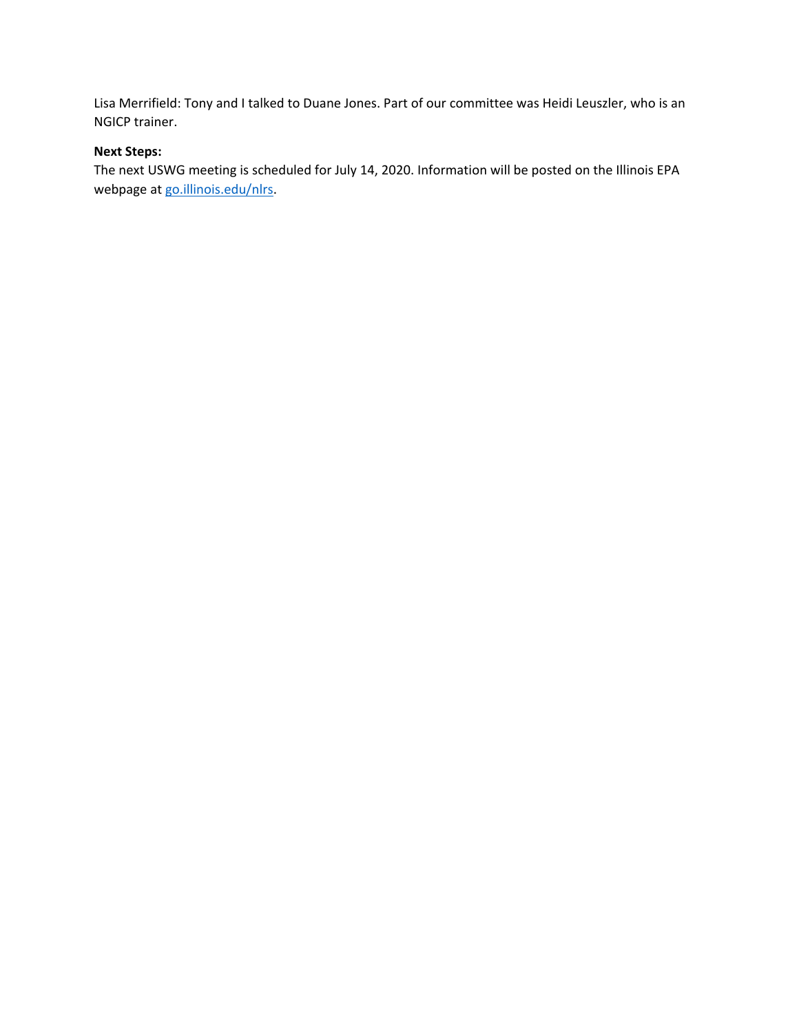Lisa Merrifield: Tony and I talked to Duane Jones. Part of our committee was Heidi Leuszler, who is an NGICP trainer.

**Next Steps:**
The next USWG meeting is scheduled for July 14, 2020. Information will be posted on the Illinois EPA webpage at go.illinois.edu/nlrs.